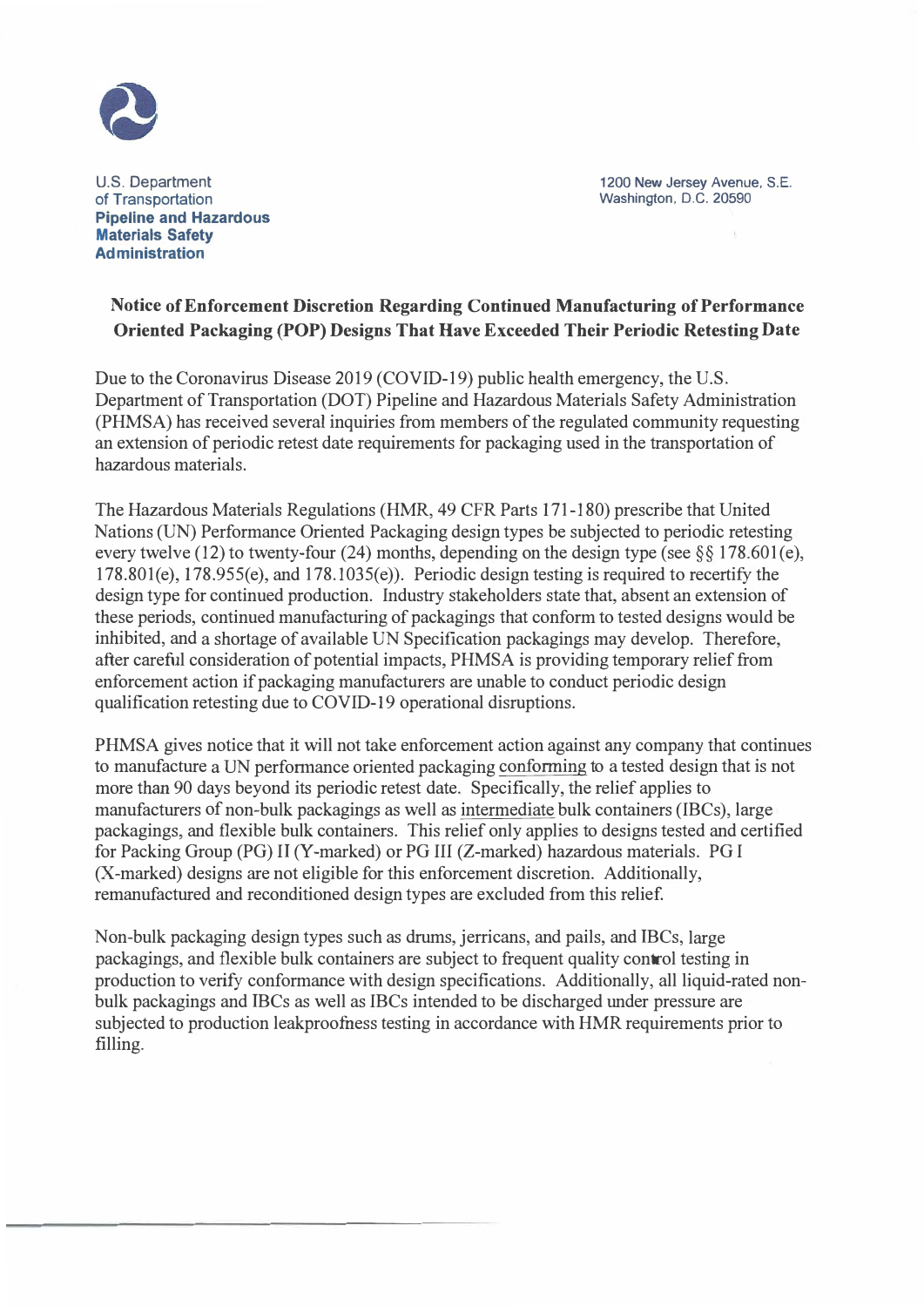U.S. Department of Transportation
**Pipeline and Hazardous Materials Safety Administration**

1200 New Jersey Avenue, S.E.
Washington, D.C. 20590

## Notice of Enforcement Discretion Regarding Continued Manufacturing of Performance Oriented Packaging (POP) Designs That Have Exceeded Their Periodic Retesting Date

Due to the Coronavirus Disease 2019 (COVID-19) public health emergency, the U.S. Department of Transportation (DOT) Pipeline and Hazardous Materials Safety Administration (PHMSA) has received several inquiries from members of the regulated community requesting an extension of periodic retest date requirements for packaging used in the transportation of hazardous materials.

The Hazardous Materials Regulations (HMR, 49 CFR Parts 171-180) prescribe that United Nations (UN) Performance Oriented Packaging design types be subjected to periodic retesting every twelve (12) to twenty-four (24) months, depending on the design type (see §§ 178.601(e), 178.801(e), 178.955(e), and 178.1035(e)). Periodic design testing is required to recertify the design type for continued production. Industry stakeholders state that, absent an extension of these periods, continued manufacturing of packagings that conform to tested designs would be inhibited, and a shortage of available UN Specification packagings may develop. Therefore, after careful consideration of potential impacts, PHMSA is providing temporary relief from enforcement action if packaging manufacturers are unable to conduct periodic design qualification retesting due to COVID-19 operational disruptions.

PHMSA gives notice that it will not take enforcement action against any company that continues to manufacture a UN performance oriented packaging conforming to a tested design that is not more than 90 days beyond its periodic retest date. Specifically, the relief applies to manufacturers of non-bulk packagings as well as intermediate bulk containers (IBCs), large packagings, and flexible bulk containers. This relief only applies to designs tested and certified for Packing Group (PG) II (Y-marked) or PG III (Z-marked) hazardous materials. PG I (X-marked) designs are not eligible for this enforcement discretion. Additionally, remanufactured and reconditioned design types are excluded from this relief.

Non-bulk packaging design types such as drums, jerricans, and pails, and IBCs, large packagings, and flexible bulk containers are subject to frequent quality control testing in production to verify conformance with design specifications. Additionally, all liquid-rated non-bulk packagings and IBCs as well as IBCs intended to be discharged under pressure are subjected to production leakproofness testing in accordance with HMR requirements prior to filling.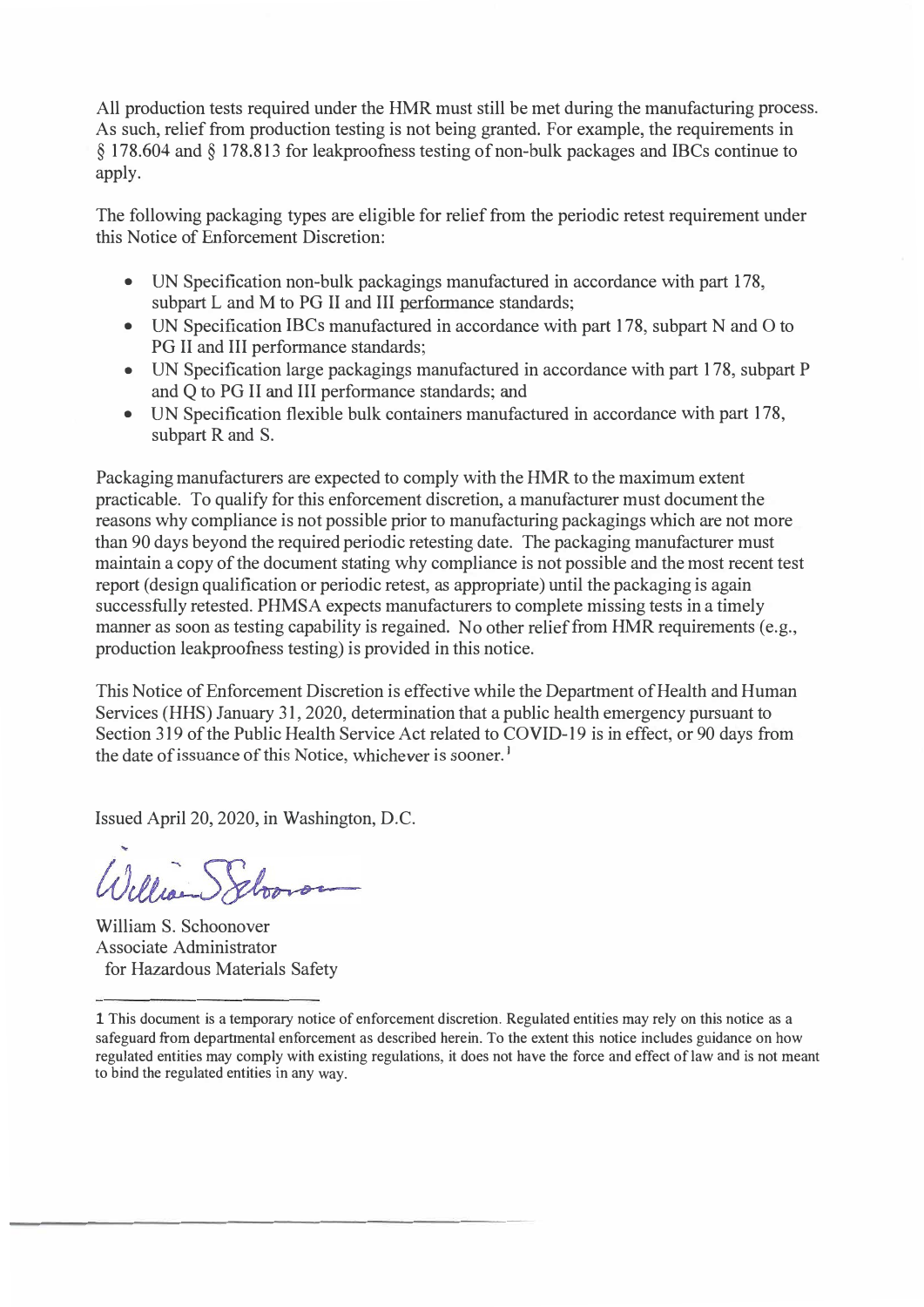All production tests required under the HMR must still be met during the manufacturing process. As such, relief from production testing is not being granted. For example, the requirements in § 178.604 and § 178.813 for leakproofness testing of non-bulk packages and IBCs continue to apply.

The following packaging types are eligible for relief from the periodic retest requirement under this Notice of Enforcement Discretion:

- UN Specification non-bulk packagings manufactured in accordance with part 178, subpart L and M to PG II and III performance standards;
- UN Specification IBCs manufactured in accordance with part 178, subpart N and O to PG II and III performance standards;
- UN Specification large packagings manufactured in accordance with part 178, subpart P and Q to PG II and III performance standards; and
- UN Specification flexible bulk containers manufactured in accordance with part 178, subpart R and S.

Packaging manufacturers are expected to comply with the HMR to the maximum extent practicable. To qualify for this enforcement discretion, a manufacturer must document the reasons why compliance is not possible prior to manufacturing packagings which are not more than 90 days beyond the required periodic retesting date. The packaging manufacturer must maintain a copy of the document stating why compliance is not possible and the most recent test report (design qualification or periodic retest, as appropriate) until the packaging is again successfully retested. PHMSA expects manufacturers to complete missing tests in a timely manner as soon as testing capability is regained. No other relief from HMR requirements (e.g., production leakproofness testing) is provided in this notice.

This Notice of Enforcement Discretion is effective while the Department of Health and Human Services (HHS) January 31, 2020, determination that a public health emergency pursuant to Section 319 of the Public Health Service Act related to COVID-19 is in effect, or 90 days from the date of issuance of this Notice, whichever is sooner.[1]

Issued April 20, 2020, in Washington, D.C.

William S. Schoonover
Associate Administrator
for Hazardous Materials Safety

---

[1] This document is a temporary notice of enforcement discretion. Regulated entities may rely on this notice as a safeguard from departmental enforcement as described herein. To the extent this notice includes guidance on how regulated entities may comply with existing regulations, it does not have the force and effect of law and is not meant to bind the regulated entities in any way.